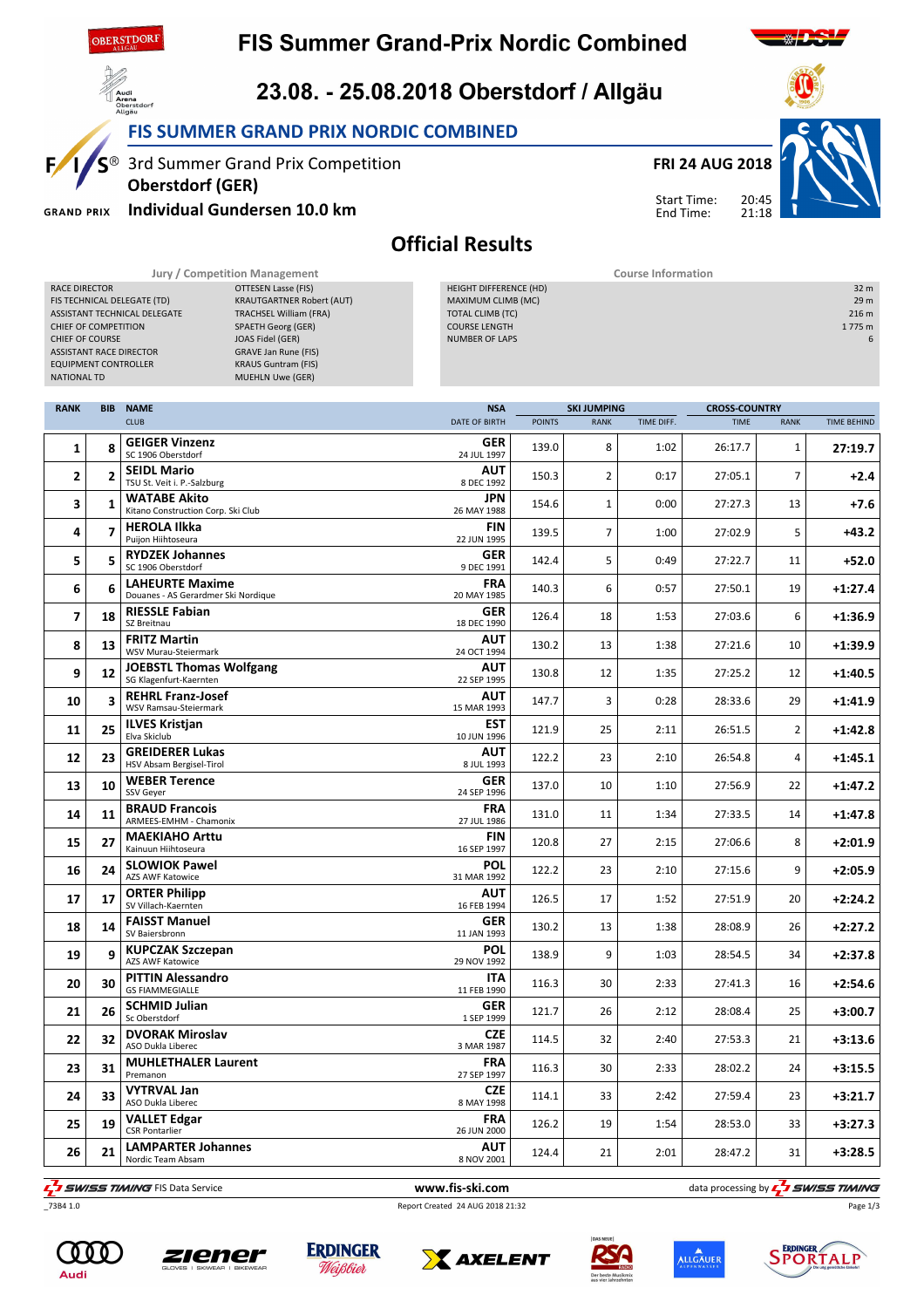# FIS Summer Grand-Prix Nordic Combined

## 23.08. - 25.08.2018 Oberstdorf / Allgäu

### FIS SUMMER GRAND PRIX NORDIC COMBINED

3rd Summer Grand Prix Competition
**Oberstdorf (GER)**
**Individual Gundersen 10.0 km**

**FRI 24 AUG 2018**
Start Time: 20:45
End Time: 21:18

## Official Results

| Jury / Competition Management | |
|---|---|
| RACE DIRECTOR | OTTESEN Lasse (FIS) |
| FIS TECHNICAL DELEGATE (TD) | KRAUTGARTNER Robert (AUT) |
| ASSISTANT TECHNICAL DELEGATE | TRACHSEL William (FRA) |
| CHIEF OF COMPETITION | SPAETH Georg (GER) |
| CHIEF OF COURSE | JOAS Fidel (GER) |
| ASSISTANT RACE DIRECTOR | GRAVE Jan Rune (FIS) |
| EQUIPMENT CONTROLLER | KRAUS Guntram (FIS) |
| NATIONAL TD | MUEHLN Uwe (GER) |

| Course Information | |
|---|---|
| HEIGHT DIFFERENCE (HD) | 32 m |
| MAXIMUM CLIMB (MC) | 29 m |
| TOTAL CLIMB (TC) | 216 m |
| COURSE LENGTH | 1 775 m |
| NUMBER OF LAPS | 6 |

| RANK | BIB | NAME / CLUB | NSA / DATE OF BIRTH | SKI JUMPING POINTS | SKI JUMPING RANK | SKI JUMPING TIME DIFF. | CROSS-COUNTRY TIME | CROSS-COUNTRY RANK | TIME BEHIND |
|---|---|---|---|---|---|---|---|---|---|
| 1 | 8 | **GEIGER Vinzenz** SC 1906 Oberstdorf | GER 24 JUL 1997 | 139.0 | 8 | 1:02 | 26:17.7 | 1 | 27:19.7 |
| 2 | 2 | **SEIDL Mario** TSU St. Veit i. P.-Salzburg | AUT 8 DEC 1992 | 150.3 | 2 | 0:17 | 27:05.1 | 7 | +2.4 |
| 3 | 1 | **WATABE Akito** Kitano Construction Corp. Ski Club | JPN 26 MAY 1988 | 154.6 | 1 | 0:00 | 27:27.3 | 13 | +7.6 |
| 4 | 7 | **HEROLA Ilkka** Puijon Hiihtoseura | FIN 22 JUN 1995 | 139.5 | 7 | 1:00 | 27:02.9 | 5 | +43.2 |
| 5 | 5 | **RYDZEK Johannes** SC 1906 Oberstdorf | GER 9 DEC 1991 | 142.4 | 5 | 0:49 | 27:22.7 | 11 | +52.0 |
| 6 | 6 | **LAHEURTE Maxime** Douanes - AS Gerardmer Ski Nordique | FRA 20 MAY 1985 | 140.3 | 6 | 0:57 | 27:50.1 | 19 | +1:27.4 |
| 7 | 18 | **RIESSLE Fabian** SZ Breitnau | GER 18 DEC 1990 | 126.4 | 18 | 1:53 | 27:03.6 | 6 | +1:36.9 |
| 8 | 13 | **FRITZ Martin** WSV Murau-Steiermark | AUT 24 OCT 1994 | 130.2 | 13 | 1:38 | 27:21.6 | 10 | +1:39.9 |
| 9 | 12 | **JOEBSTL Thomas Wolfgang** SG Klagenfurt-Kaernten | AUT 22 SEP 1995 | 130.8 | 12 | 1:35 | 27:25.2 | 12 | +1:40.5 |
| 10 | 3 | **REHRL Franz-Josef** WSV Ramsau-Steiermark | AUT 15 MAR 1993 | 147.7 | 3 | 0:28 | 28:33.6 | 29 | +1:41.9 |
| 11 | 25 | **ILVES Kristjan** Elva Skiclub | EST 10 JUN 1996 | 121.9 | 25 | 2:11 | 26:51.5 | 2 | +1:42.8 |
| 12 | 23 | **GREIDERER Lukas** HSV Absam Bergisel-Tirol | AUT 8 JUL 1993 | 122.2 | 23 | 2:10 | 26:54.8 | 4 | +1:45.1 |
| 13 | 10 | **WEBER Terence** SSV Geyer | GER 24 SEP 1996 | 137.0 | 10 | 1:10 | 27:56.9 | 22 | +1:47.2 |
| 14 | 11 | **BRAUD Francois** ARMEES-EMHM - Chamonix | FRA 27 JUL 1986 | 131.0 | 11 | 1:34 | 27:33.5 | 14 | +1:47.8 |
| 15 | 27 | **MAEKIAHO Arttu** Kainuun Hiihtoseura | FIN 16 SEP 1997 | 120.8 | 27 | 2:15 | 27:06.6 | 8 | +2:01.9 |
| 16 | 24 | **SLOWIOK Pawel** AZS AWF Katowice | POL 31 MAR 1992 | 122.2 | 23 | 2:10 | 27:15.6 | 9 | +2:05.9 |
| 17 | 17 | **ORTER Philipp** SV Villach-Kaernten | AUT 16 FEB 1994 | 126.5 | 17 | 1:52 | 27:51.9 | 20 | +2:24.2 |
| 18 | 14 | **FAISST Manuel** SV Baiersbronn | GER 11 JAN 1993 | 130.2 | 13 | 1:38 | 28:08.9 | 26 | +2:27.2 |
| 19 | 9 | **KUPCZAK Szczepan** AZS AWF Katowice | POL 29 NOV 1992 | 138.9 | 9 | 1:03 | 28:54.5 | 34 | +2:37.8 |
| 20 | 30 | **PITTIN Alessandro** GS FIAMMEGIALLE | ITA 11 FEB 1990 | 116.3 | 30 | 2:33 | 27:41.3 | 16 | +2:54.6 |
| 21 | 26 | **SCHMID Julian** Sc Oberstdorf | GER 1 SEP 1999 | 121.7 | 26 | 2:12 | 28:08.4 | 25 | +3:00.7 |
| 22 | 32 | **DVORAK Miroslav** ASO Dukla Liberec | CZE 3 MAR 1987 | 114.5 | 32 | 2:40 | 27:53.3 | 21 | +3:13.6 |
| 23 | 31 | **MUHLETHALER Laurent** Premanon | FRA 27 SEP 1997 | 116.3 | 30 | 2:33 | 28:02.2 | 24 | +3:15.5 |
| 24 | 33 | **VYTRVAL Jan** ASO Dukla Liberec | CZE 8 MAY 1998 | 114.1 | 33 | 2:42 | 27:59.4 | 23 | +3:21.7 |
| 25 | 19 | **VALLET Edgar** CSR Pontarlier | FRA 26 JUN 2000 | 126.2 | 19 | 1:54 | 28:53.0 | 33 | +3:27.3 |
| 26 | 21 | **LAMPARTER Johannes** Nordic Team Absam | AUT 8 NOV 2001 | 124.4 | 21 | 2:01 | 28:47.2 | 31 | +3:28.5 |

SWISS TIMING FIS Data Service — www.fis-ski.com — data processing by SWISS TIMING

_73B4 1.0 — Report Created 24 AUG 2018 21:32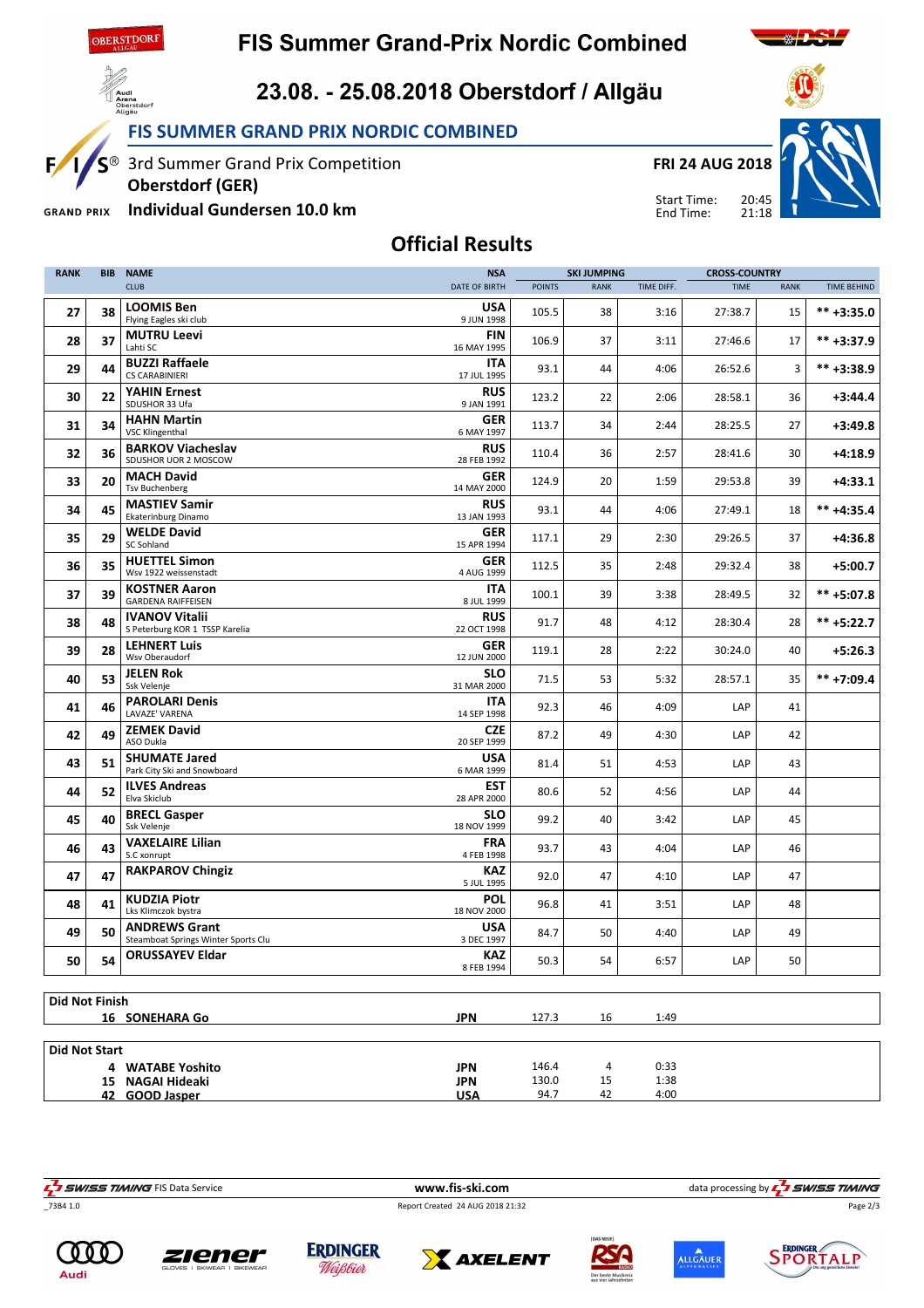# FIS Summer Grand-Prix Nordic Combined

## 23.08. - 25.08.2018 Oberstdorf / Allgäu

### FIS SUMMER GRAND PRIX NORDIC COMBINED

3rd Summer Grand Prix Competition
**Oberstdorf (GER)**
**Individual Gundersen 10.0 km**

**FRI 24 AUG 2018**
Start Time: 20:45
End Time: 21:18

## Official Results

| RANK | BIB | NAME / CLUB | NSA / DATE OF BIRTH | SKI JUMPING POINTS | SKI JUMPING RANK | SKI JUMPING TIME DIFF. | CROSS-COUNTRY TIME | CROSS-COUNTRY RANK | TIME BEHIND |
|---|---|---|---|---|---|---|---|---|---|
| 27 | 38 | **LOOMIS Ben** Flying Eagles ski club | **USA** 9 JUN 1998 | 105.5 | 38 | 3:16 | 27:38.7 | 15 | ** +3:35.0 |
| 28 | 37 | **MUTRU Leevi** Lahti SC | **FIN** 16 MAY 1995 | 106.9 | 37 | 3:11 | 27:46.6 | 17 | ** +3:37.9 |
| 29 | 44 | **BUZZI Raffaele** CS CARABINIERI | **ITA** 17 JUL 1995 | 93.1 | 44 | 4:06 | 26:52.6 | 3 | ** +3:38.9 |
| 30 | 22 | **YAHIN Ernest** SDUSHOR 33 Ufa | **RUS** 9 JAN 1991 | 123.2 | 22 | 2:06 | 28:58.1 | 36 | +3:44.4 |
| 31 | 34 | **HAHN Martin** VSC Klingenthal | **GER** 6 MAY 1997 | 113.7 | 34 | 2:44 | 28:25.5 | 27 | +3:49.8 |
| 32 | 36 | **BARKOV Viacheslav** SDUSHOR UOR 2 MOSCOW | **RUS** 28 FEB 1992 | 110.4 | 36 | 2:57 | 28:41.6 | 30 | +4:18.9 |
| 33 | 20 | **MACH David** Tsv Buchenberg | **GER** 14 MAY 2000 | 124.9 | 20 | 1:59 | 29:53.8 | 39 | +4:33.1 |
| 34 | 45 | **MASTIEV Samir** Ekaterinburg Dinamo | **RUS** 13 JAN 1993 | 93.1 | 44 | 4:06 | 27:49.1 | 18 | ** +4:35.4 |
| 35 | 29 | **WELDE David** SC Sohland | **GER** 15 APR 1994 | 117.1 | 29 | 2:30 | 29:26.5 | 37 | +4:36.8 |
| 36 | 35 | **HUETTEL Simon** Wsv 1922 weissenstadt | **GER** 4 AUG 1999 | 112.5 | 35 | 2:48 | 29:32.4 | 38 | +5:00.7 |
| 37 | 39 | **KOSTNER Aaron** GARDENA RAIFFEISEN | **ITA** 8 JUL 1999 | 100.1 | 39 | 3:38 | 28:49.5 | 32 | ** +5:07.8 |
| 38 | 48 | **IVANOV Vitalii** S Peterburg KOR 1 TSSP Karelia | **RUS** 22 OCT 1998 | 91.7 | 48 | 4:12 | 28:30.4 | 28 | ** +5:22.7 |
| 39 | 28 | **LEHNERT Luis** Wsv Oberaudorf | **GER** 12 JUN 2000 | 119.1 | 28 | 2:22 | 30:24.0 | 40 | +5:26.3 |
| 40 | 53 | **JELEN Rok** Ssk Velenje | **SLO** 31 MAR 2000 | 71.5 | 53 | 5:32 | 28:57.1 | 35 | ** +7:09.4 |
| 41 | 46 | **PAROLARI Denis** LAVAZE' VARENA | **ITA** 14 SEP 1998 | 92.3 | 46 | 4:09 | LAP | 41 | |
| 42 | 49 | **ZEMEK David** ASO Dukla | **CZE** 20 SEP 1999 | 87.2 | 49 | 4:30 | LAP | 42 | |
| 43 | 51 | **SHUMATE Jared** Park City Ski and Snowboard | **USA** 6 MAR 1999 | 81.4 | 51 | 4:53 | LAP | 43 | |
| 44 | 52 | **ILVES Andreas** Elva Skiclub | **EST** 28 APR 2000 | 80.6 | 52 | 4:56 | LAP | 44 | |
| 45 | 40 | **BRECL Gasper** Ssk Velenje | **SLO** 18 NOV 1999 | 99.2 | 40 | 3:42 | LAP | 45 | |
| 46 | 43 | **VAXELAIRE Lilian** S.C xonrupt | **FRA** 4 FEB 1998 | 93.7 | 43 | 4:04 | LAP | 46 | |
| 47 | 47 | **RAKPAROV Chingiz** | **KAZ** 5 JUL 1995 | 92.0 | 47 | 4:10 | LAP | 47 | |
| 48 | 41 | **KUDZIA Piotr** Lks Klimczok bystra | **POL** 18 NOV 2000 | 96.8 | 41 | 3:51 | LAP | 48 | |
| 49 | 50 | **ANDREWS Grant** Steamboat Springs Winter Sports Clu | **USA** 3 DEC 1997 | 84.7 | 50 | 4:40 | LAP | 49 | |
| 50 | 54 | **ORUSSAYEV Eldar** | **KAZ** 8 FEB 1994 | 50.3 | 54 | 6:57 | LAP | 50 | |

**Did Not Finish**

| BIB | NAME | NSA | POINTS | RANK | TIME DIFF. |
|---|---|---|---|---|---|
| 16 | **SONEHARA Go** | **JPN** | 127.3 | 16 | 1:49 |

**Did Not Start**

| BIB | NAME | NSA | POINTS | RANK | TIME DIFF. |
|---|---|---|---|---|---|
| 4 | **WATABE Yoshito** | **JPN** | 146.4 | 4 | 0:33 |
| 15 | **NAGAI Hideaki** | **JPN** | 130.0 | 15 | 1:38 |
| 42 | **GOOD Jasper** | **USA** | 94.7 | 42 | 4:00 |

SWISS TIMING FIS Data Service — www.fis-ski.com — data processing by SWISS TIMING

_73B4 1.0 — Report Created 24 AUG 2018 21:32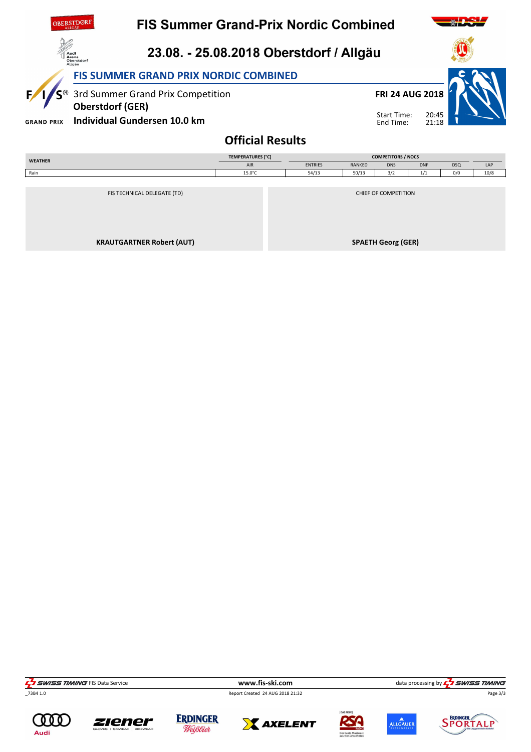# FIS Summer Grand-Prix Nordic Combined

## 23.08. - 25.08.2018 Oberstdorf / Allgäu

### FIS SUMMER GRAND PRIX NORDIC COMBINED

3rd Summer Grand Prix Competition
**Oberstdorf (GER)**
**Individual Gundersen 10.0 km**

**FRI 24 AUG 2018**

Start Time: 20:45
End Time: 21:18

## Official Results

| WEATHER | TEMPERATURES [°C] | COMPETITORS / NOCS | | | | | |
|---|---|---|---|---|---|---|---|
| | AIR | ENTRIES | RANKED | DNS | DNF | DSQ | LAP |
| Rain | 15.0°C | 54/13 | 50/13 | 3/2 | 1/1 | 0/0 | 10/8 |

| FIS TECHNICAL DELEGATE (TD) | CHIEF OF COMPETITION |
|---|---|
| **KRAUTGARTNER Robert (AUT)** | **SPAETH Georg (GER)** |

SWISS TIMING FIS Data Service | www.fis-ski.com | data processing by SWISS TIMING

_73B4 1.0 | Report Created 24 AUG 2018 21:32